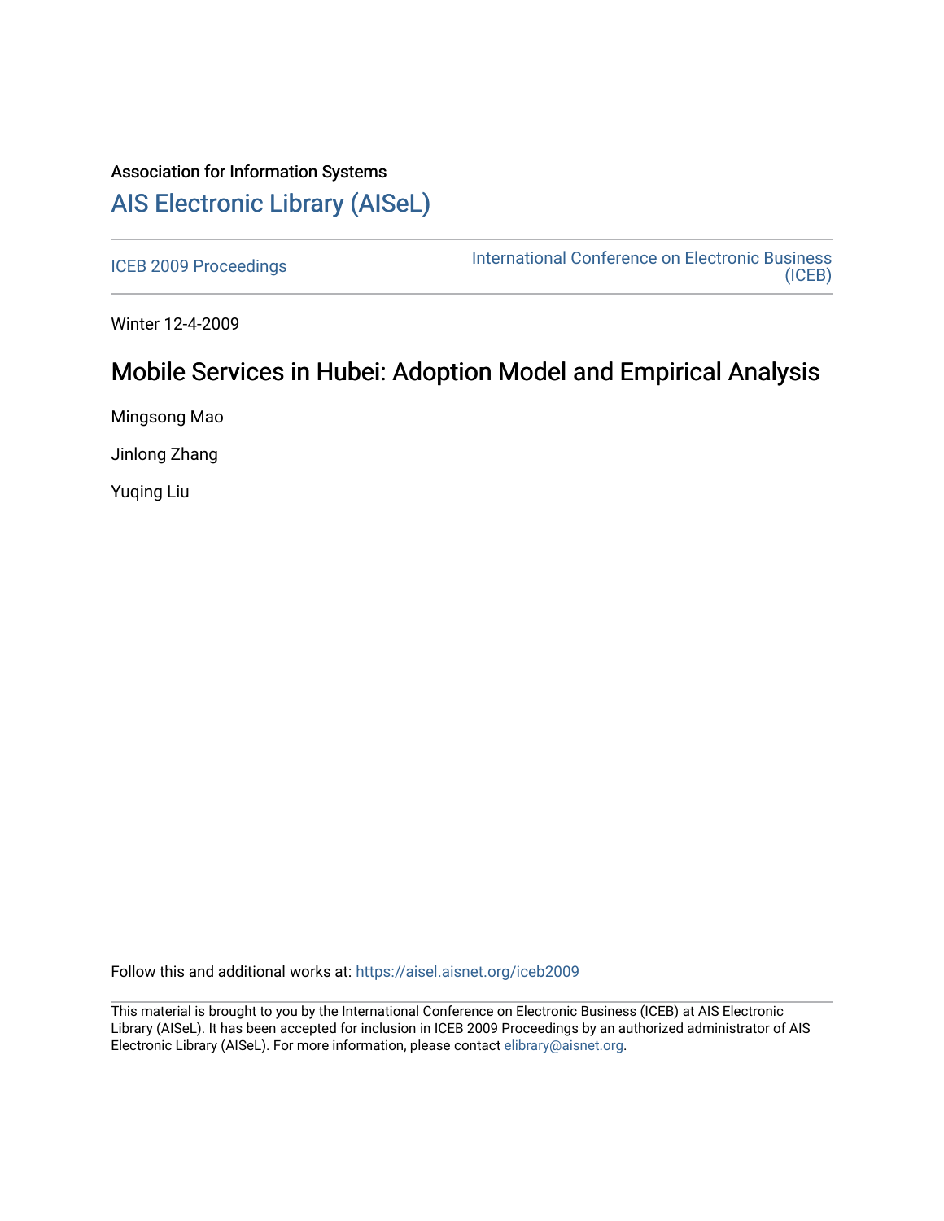Association for Information Systems

# AIS Electronic Library (AISeL)

ICEB 2009 Proceedings

International Conference on Electronic Business (ICEB)

Winter 12-4-2009

## Mobile Services in Hubei: Adoption Model and Empirical Analysis

Mingsong Mao

Jinlong Zhang

Yuqing Liu

Follow this and additional works at: https://aisel.aisnet.org/iceb2009

This material is brought to you by the International Conference on Electronic Business (ICEB) at AIS Electronic Library (AISeL). It has been accepted for inclusion in ICEB 2009 Proceedings by an authorized administrator of AIS Electronic Library (AISeL). For more information, please contact elibrary@aisnet.org.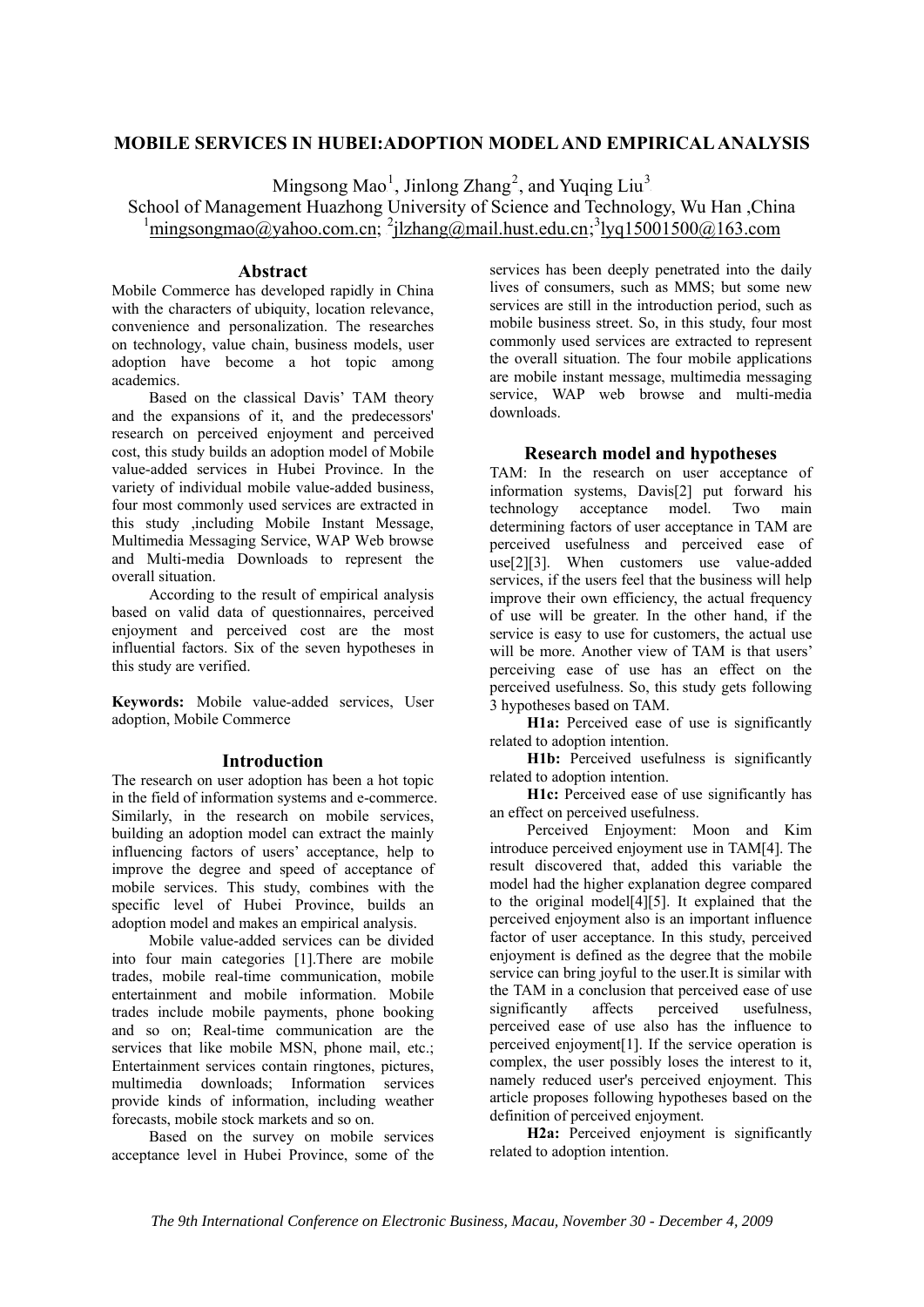# MOBILE SERVICES IN HUBEI:ADOPTION MODEL AND EMPIRICAL ANALYSIS

Mingsong Mao[1], Jinlong Zhang[2], and Yuqing Liu[3]

School of Management Huazhong University of Science and Technology, Wu Han ,China

[1]mingsongmao@yahoo.com.cn; [2]jlzhang@mail.hust.edu.cn;[3]lyq15001500@163.com

## Abstract

Mobile Commerce has developed rapidly in China with the characters of ubiquity, location relevance, convenience and personalization. The researches on technology, value chain, business models, user adoption have become a hot topic among academics.

Based on the classical Davis' TAM theory and the expansions of it, and the predecessors' research on perceived enjoyment and perceived cost, this study builds an adoption model of Mobile value-added services in Hubei Province. In the variety of individual mobile value-added business, four most commonly used services are extracted in this study ,including Mobile Instant Message, Multimedia Messaging Service, WAP Web browse and Multi-media Downloads to represent the overall situation.

According to the result of empirical analysis based on valid data of questionnaires, perceived enjoyment and perceived cost are the most influential factors. Six of the seven hypotheses in this study are verified.

**Keywords:** Mobile value-added services, User adoption, Mobile Commerce

## Introduction

The research on user adoption has been a hot topic in the field of information systems and e-commerce. Similarly, in the research on mobile services, building an adoption model can extract the mainly influencing factors of users' acceptance, help to improve the degree and speed of acceptance of mobile services. This study, combines with the specific level of Hubei Province, builds an adoption model and makes an empirical analysis.

Mobile value-added services can be divided into four main categories [1].There are mobile trades, mobile real-time communication, mobile entertainment and mobile information. Mobile trades include mobile payments, phone booking and so on; Real-time communication are the services that like mobile MSN, phone mail, etc.; Entertainment services contain ringtones, pictures, multimedia downloads; Information services provide kinds of information, including weather forecasts, mobile stock markets and so on.

Based on the survey on mobile services acceptance level in Hubei Province, some of the services has been deeply penetrated into the daily lives of consumers, such as MMS; but some new services are still in the introduction period, such as mobile business street. So, in this study, four most commonly used services are extracted to represent the overall situation. The four mobile applications are mobile instant message, multimedia messaging service, WAP web browse and multi-media downloads.

## Research model and hypotheses

TAM: In the research on user acceptance of information systems, Davis[2] put forward his technology acceptance model. Two main determining factors of user acceptance in TAM are perceived usefulness and perceived ease of use[2][3]. When customers use value-added services, if the users feel that the business will help improve their own efficiency, the actual frequency of use will be greater. In the other hand, if the service is easy to use for customers, the actual use will be more. Another view of TAM is that users' perceiving ease of use has an effect on the perceived usefulness. So, this study gets following 3 hypotheses based on TAM.

**H1a:** Perceived ease of use is significantly related to adoption intention.

**H1b:** Perceived usefulness is significantly related to adoption intention.

**H1c:** Perceived ease of use significantly has an effect on perceived usefulness.

Perceived Enjoyment: Moon and Kim introduce perceived enjoyment use in TAM[4]. The result discovered that, added this variable the model had the higher explanation degree compared to the original model[4][5]. It explained that the perceived enjoyment also is an important influence factor of user acceptance. In this study, perceived enjoyment is defined as the degree that the mobile service can bring joyful to the user.It is similar with the TAM in a conclusion that perceived ease of use significantly affects perceived usefulness, perceived ease of use also has the influence to perceived enjoyment[1]. If the service operation is complex, the user possibly loses the interest to it, namely reduced user's perceived enjoyment. This article proposes following hypotheses based on the definition of perceived enjoyment.

**H2a:** Perceived enjoyment is significantly related to adoption intention.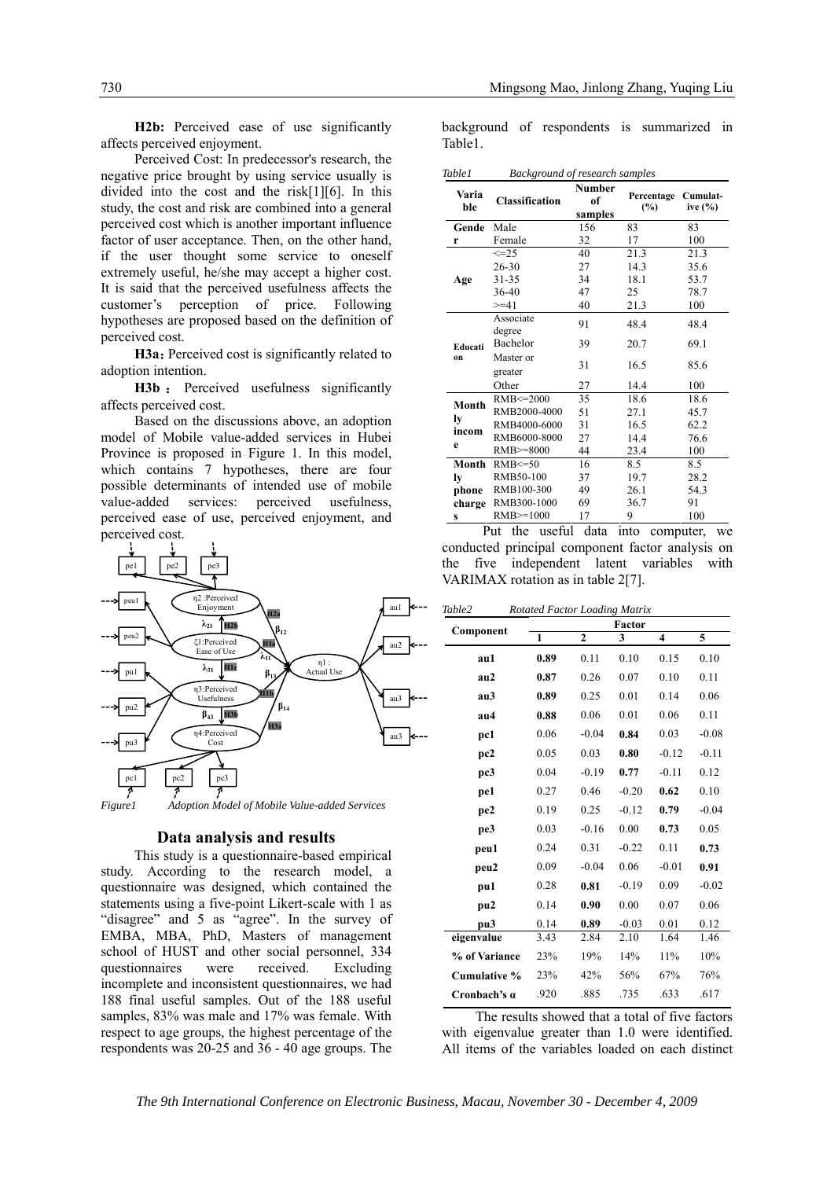**H2b:** Perceived ease of use significantly affects perceived enjoyment.

Perceived Cost: In predecessor's research, the negative price brought by using service usually is divided into the cost and the risk[1][6]. In this study, the cost and risk are combined into a general perceived cost which is another important influence factor of user acceptance. Then, on the other hand, if the user thought some service to oneself extremely useful, he/she may accept a higher cost. It is said that the perceived usefulness affects the customer's perception of price. Following hypotheses are proposed based on the definition of perceived cost.

**H3a:** Perceived cost is significantly related to adoption intention.

**H3b:** Perceived usefulness significantly affects perceived cost.

Based on the discussions above, an adoption model of Mobile value-added services in Hubei Province is proposed in Figure 1. In this model, which contains 7 hypotheses, there are four possible determinants of intended use of mobile value-added services: perceived usefulness, perceived ease of use, perceived enjoyment, and perceived cost.

*Figure1 Adoption Model of Mobile Value-added Services*

## Data analysis and results

This study is a questionnaire-based empirical study. According to the research model, a questionnaire was designed, which contained the statements using a five-point Likert-scale with 1 as "disagree" and 5 as "agree". In the survey of EMBA, MBA, PhD, Masters of management school of HUST and other social personnel, 334 questionnaires were received. Excluding incomplete and inconsistent questionnaires, we had 188 final useful samples. Out of the 188 useful samples, 83% was male and 17% was female. With respect to age groups, the highest percentage of the respondents was 20-25 and 36 - 40 age groups. The background of respondents is summarized in Table1.

*Table1 Background of research samples*

| Variable | Classification | Number of samples | Percentage (%) | Cumulative (%) |
|---|---|---|---|---|
| Gender | Male | 156 | 83 | 83 |
| | Female | 32 | 17 | 100 |
| Age | <=25 | 40 | 21.3 | 21.3 |
| | 26-30 | 27 | 14.3 | 35.6 |
| | 31-35 | 34 | 18.1 | 53.7 |
| | 36-40 | 47 | 25 | 78.7 |
| | >=41 | 40 | 21.3 | 100 |
| Education | Associate degree | 91 | 48.4 | 48.4 |
| | Bachelor | 39 | 20.7 | 69.1 |
| | Master or greater | 31 | 16.5 | 85.6 |
| | Other | 27 | 14.4 | 100 |
| Monthly income | RMB<=2000 | 35 | 18.6 | 18.6 |
| | RMB2000-4000 | 51 | 27.1 | 45.7 |
| | RMB4000-6000 | 31 | 16.5 | 62.2 |
| | RMB6000-8000 | 27 | 14.4 | 76.6 |
| | RMB>=8000 | 44 | 23.4 | 100 |
| Monthly phone charges | RMB<=50 | 16 | 8.5 | 8.5 |
| | RMB50-100 | 37 | 19.7 | 28.2 |
| | RMB100-300 | 49 | 26.1 | 54.3 |
| | RMB300-1000 | 69 | 36.7 | 91 |
| | RMB>=1000 | 17 | 9 | 100 |

Put the useful data into computer, we conducted principal component factor analysis on the five independent latent variables with VARIMAX rotation as in table 2[7].

*Table2 Rotated Factor Loading Matrix*

| Component | Factor 1 | 2 | 3 | 4 | 5 |
|---|---|---|---|---|---|
| **au1** | **0.89** | 0.11 | 0.10 | 0.15 | 0.10 |
| **au2** | **0.87** | 0.26 | 0.07 | 0.10 | 0.11 |
| **au3** | **0.89** | 0.25 | 0.01 | 0.14 | 0.06 |
| **au4** | **0.88** | 0.06 | 0.01 | 0.06 | 0.11 |
| **pc1** | 0.06 | -0.04 | **0.84** | 0.03 | -0.08 |
| **pc2** | 0.05 | 0.03 | **0.80** | -0.12 | -0.11 |
| **pc3** | 0.04 | -0.19 | **0.77** | -0.11 | 0.12 |
| **pe1** | 0.27 | 0.46 | -0.20 | **0.62** | 0.10 |
| **pe2** | 0.19 | 0.25 | -0.12 | **0.79** | -0.04 |
| **pe3** | 0.03 | -0.16 | 0.00 | **0.73** | 0.05 |
| **peu1** | 0.24 | 0.31 | -0.22 | 0.11 | **0.73** |
| **peu2** | 0.09 | -0.04 | 0.06 | -0.01 | **0.91** |
| **pu1** | 0.28 | **0.81** | -0.19 | 0.09 | -0.02 |
| **pu2** | 0.14 | **0.90** | 0.00 | 0.07 | 0.06 |
| **pu3** | 0.14 | **0.89** | -0.03 | 0.01 | 0.12 |
| **eigenvalue** | 3.43 | 2.84 | 2.10 | 1.64 | 1.46 |
| **% of Variance** | 23% | 19% | 14% | 11% | 10% |
| **Cumulative %** | 23% | 42% | 56% | 67% | 76% |
| **Cronbach's α** | .920 | .885 | .735 | .633 | .617 |

The results showed that a total of five factors with eigenvalue greater than 1.0 were identified. All items of the variables loaded on each distinct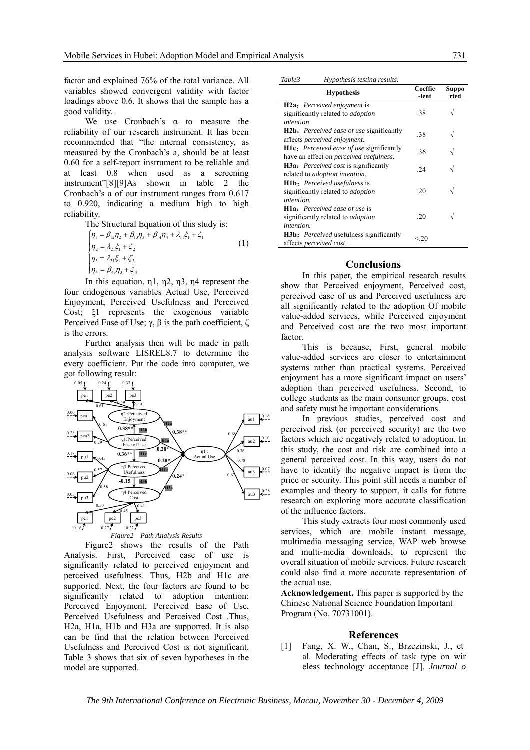factor and explained 76% of the total variance. All variables showed convergent validity with factor loadings above 0.6. It shows that the sample has a good validity.

We use Cronbach's α to measure the reliability of our research instrument. It has been recommended that "the internal consistency, as measured by the Cronbach's a, should be at least 0.60 for a self-report instrument to be reliable and at least 0.8 when used as a screening instrument"[8][9]As shown in table 2 the Cronbach's a of our instrument ranges from 0.617 to 0.920, indicating a medium high to high reliability.

The Structural Equation of this study is:

$$\begin{cases} \eta_1 = \beta_{12}\eta_2 + \beta_{13}\eta_3 + \beta_{14}\eta_4 + \lambda_{11}\xi_1 + \zeta_1 \\ \eta_2 = \lambda_{21}\xi_1 + \zeta_2 \\ \eta_3 = \lambda_{31}\xi_1 + \zeta_3 \\ \eta_4 = \beta_{43}\eta_3 + \zeta_4 \end{cases} \quad (1)$$

In this equation, η1, η2, η3, η4 represent the four endogenous variables Actual Use, Perceived Enjoyment, Perceived Usefulness and Perceived Cost; ξ1 represents the exogenous variable Perceived Ease of Use; γ, β is the path coefficient, ζ is the errors.

Further analysis then will be made in path analysis software LISREL8.7 to determine the every coefficient. Put the code into computer, we got following result:

*Figure2 Path Analysis Results*

Figure2 shows the results of the Path Analysis. First, Perceived ease of use is significantly related to perceived enjoyment and perceived usefulness. Thus, H2b and H1c are supported. Next, the four factors are found to be significantly related to adoption intention: Perceived Enjoyment, Perceived Ease of Use, Perceived Usefulness and Perceived Cost .Thus, H2a, H1a, H1b and H3a are supported. It is also can be find that the relation between Perceived Usefulness and Perceived Cost is not significant. Table 3 shows that six of seven hypotheses in the model are supported.

*Table3 Hypothesis testing results.*

| Hypothesis | Coefficient | Supported |
|---|---|---|
| **H2a**：*Perceived enjoyment* is significantly related to *adoption intention*. | .38 | √ |
| **H2b**：*Perceived ease of use* significantly affects *perceived enjoyment*. | .38 | √ |
| **H1c**：*Perceived ease of use* significantly have an effect on *perceived usefulness*. | .36 | √ |
| **H3a**：*Perceived cost* is significantly related to *adoption intention*. | .24 | √ |
| **H1b**：*Perceived usefulness* is significantly related to *adoption intention*. | .20 | √ |
| **H1a**：*Perceived ease of use* is significantly related to *adoption intention*. | .20 | √ |
| **H3b**：*Perceived* usefulness significantly affects *perceived cost*. | <.20 | |

## Conclusions

In this paper, the empirical research results show that Perceived enjoyment, Perceived cost, perceived ease of us and Perceived usefulness are all significantly related to the adoption Of mobile value-added services, while Perceived enjoyment and Perceived cost are the two most important factor.

This is because, First, general mobile value-added services are closer to entertainment systems rather than practical systems. Perceived enjoyment has a more significant impact on users' adoption than perceived usefulness. Second, to college students as the main consumer groups, cost and safety must be important considerations.

In previous studies, perceived cost and perceived risk (or perceived security) are the two factors which are negatively related to adoption. In this study, the cost and risk are combined into a general perceived cost. In this way, users do not have to identify the negative impact is from the price or security. This point still needs a number of examples and theory to support, it calls for future research on exploring more accurate classification of the influence factors.

This study extracts four most commonly used services, which are mobile instant message, multimedia messaging service, WAP web browse and multi-media downloads, to represent the overall situation of mobile services. Future research could also find a more accurate representation of the actual use.

**Acknowledgement.** This paper is supported by the Chinese National Science Foundation Important Program (No. 70731001).

## References

[1] Fang, X. W., Chan, S., Brzezinski, J., et al. Moderating effects of task type on wireless technology acceptance [J]. *Journal o*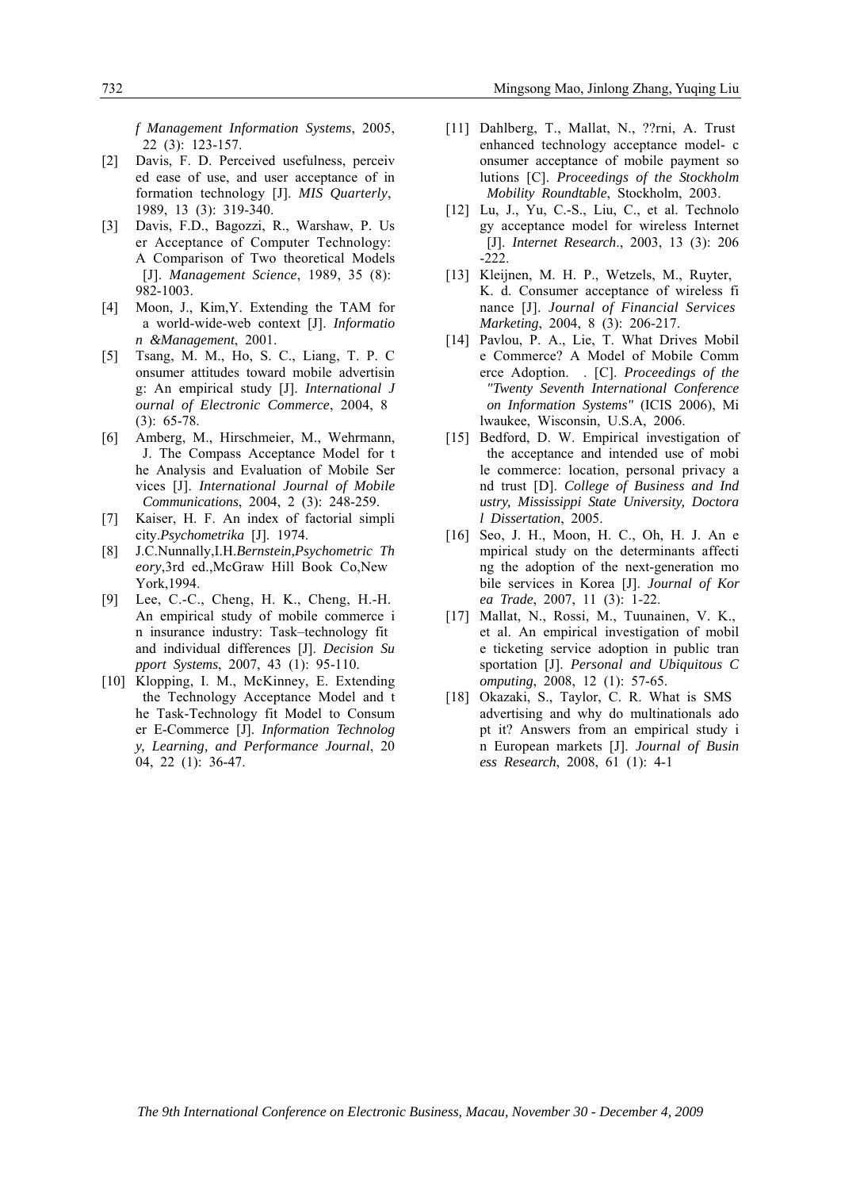*f Management Information Systems*, 2005, 22 (3): 123-157.

[2] Davis, F. D. Perceived usefulness, perceiv ed ease of use, and user acceptance of in formation technology [J]. *MIS Quarterly*, 1989, 13 (3): 319-340.

[3] Davis, F.D., Bagozzi, R., Warshaw, P. Us er Acceptance of Computer Technology: A Comparison of Two theoretical Models [J]. *Management Science*, 1989, 35 (8): 982-1003.

[4] Moon, J., Kim,Y. Extending the TAM for a world-wide-web context [J]. *Informatio n &Management*, 2001.

[5] Tsang, M. M., Ho, S. C., Liang, T. P. C onsumer attitudes toward mobile advertisin g: An empirical study [J]. *International J ournal of Electronic Commerce*, 2004, 8 (3): 65-78.

[6] Amberg, M., Hirschmeier, M., Wehrmann, J. The Compass Acceptance Model for t he Analysis and Evaluation of Mobile Ser vices [J]. *International Journal of Mobile Communications*, 2004, 2 (3): 248-259.

[7] Kaiser, H. F. An index of factorial simpli city.*Psychometrika* [J]. 1974.

[8] J.C.Nunnally,I.H.*Bernstein,Psychometric Th eory*,3rd ed.,McGraw Hill Book Co,New York,1994.

[9] Lee, C.-C., Cheng, H. K., Cheng, H.-H. An empirical study of mobile commerce i n insurance industry: Task–technology fit and individual differences [J]. *Decision Su pport Systems*, 2007, 43 (1): 95-110.

[10] Klopping, I. M., McKinney, E. Extending the Technology Acceptance Model and t he Task-Technology fit Model to Consum er E-Commerce [J]. *Information Technolog y, Learning, and Performance Journal*, 20 04, 22 (1): 36-47.

[11] Dahlberg, T., Mallat, N., ??rni, A. Trust enhanced technology acceptance model- c onsumer acceptance of mobile payment so lutions [C]. *Proceedings of the Stockholm Mobility Roundtable*, Stockholm, 2003.

[12] Lu, J., Yu, C.-S., Liu, C., et al. Technolo gy acceptance model for wireless Internet [J]. *Internet Research*., 2003, 13 (3): 206 -222.

[13] Kleijnen, M. H. P., Wetzels, M., Ruyter, K. d. Consumer acceptance of wireless fi nance [J]. *Journal of Financial Services Marketing*, 2004, 8 (3): 206-217.

[14] Pavlou, P. A., Lie, T. What Drives Mobil e Commerce? A Model of Mobile Comm erce Adoption. . [C]. *Proceedings of the "Twenty Seventh International Conference on Information Systems"* (ICIS 2006), Mi lwaukee, Wisconsin, U.S.A, 2006.

[15] Bedford, D. W. Empirical investigation of the acceptance and intended use of mobi le commerce: location, personal privacy a nd trust [D]. *College of Business and Ind ustry, Mississippi State University, Doctora l Dissertation*, 2005.

[16] Seo, J. H., Moon, H. C., Oh, H. J. An e mpirical study on the determinants affecti ng the adoption of the next-generation mo bile services in Korea [J]. *Journal of Kor ea Trade*, 2007, 11 (3): 1-22.

[17] Mallat, N., Rossi, M., Tuunainen, V. K., et al. An empirical investigation of mobil e ticketing service adoption in public tran sportation [J]. *Personal and Ubiquitous C omputing*, 2008, 12 (1): 57-65.

[18] Okazaki, S., Taylor, C. R. What is SMS advertising and why do multinationals ado pt it? Answers from an empirical study i n European markets [J]. *Journal of Busin ess Research*, 2008, 61 (1): 4-1